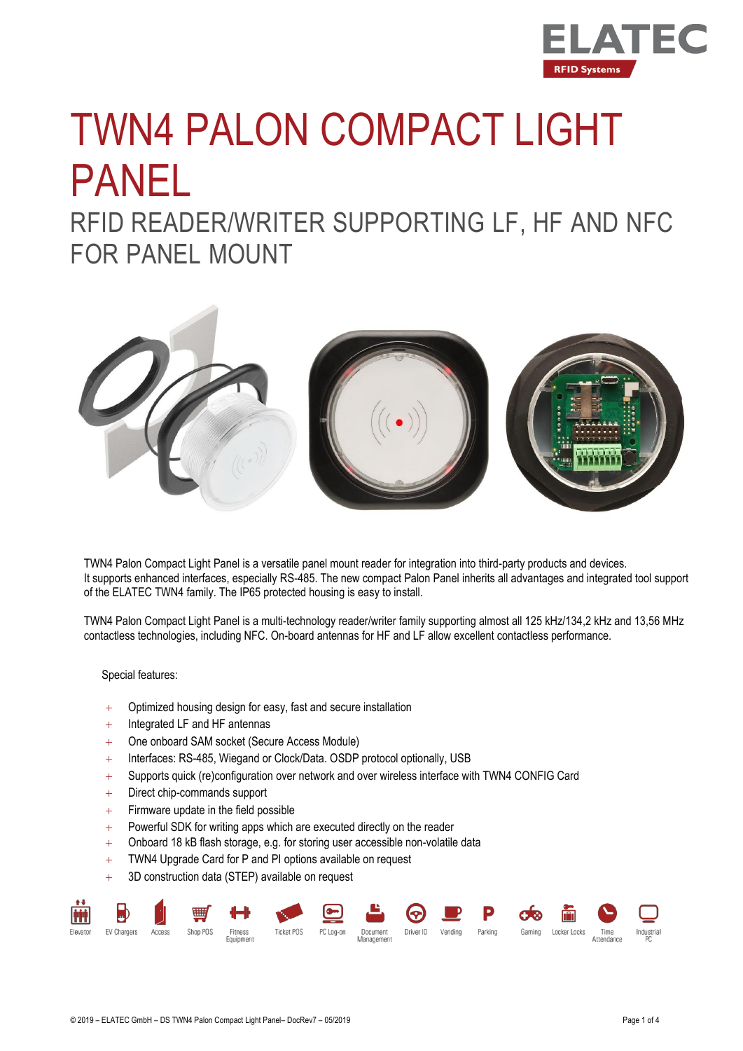# TWN4 PALON COMPACT LIGHT PANEL

## RFID READER/WRITER SUPPORTING LF, HF AND NFC FOR PANEL MOUNT

TWN4 Palon Compact Light Panel is a versatile panel mount reader for integration into third-party products and devices. It supports enhanced interfaces, especially RS-485. The new compact Palon Panel inherits all advantages and integrated tool support of the ELATEC TWN4 family. The IP65 protected housing is easy to install.

TWN4 Palon Compact Light Panel is a multi-technology reader/writer family supporting almost all 125 kHz/134,2 kHz and 13,56 MHz contactless technologies, including NFC. On-board antennas for HF and LF allow excellent contactless performance.

Special features:

- Optimized housing design for easy, fast and secure installation
- Integrated LF and HF antennas
- One onboard SAM socket (Secure Access Module)
- Interfaces: RS-485, Wiegand or Clock/Data. OSDP protocol optionally, USB
- Supports quick (re)configuration over network and over wireless interface with TWN4 CONFIG Card
- Direct chip-commands support
- Firmware update in the field possible
- Powerful SDK for writing apps which are executed directly on the reader
- Onboard 18 kB flash storage, e.g. for storing user accessible non-volatile data
- TWN4 Upgrade Card for P and PI options available on request
- 3D construction data (STEP) available on request

Elevator | EV Chargers | Access | Shop POS | Fitness Equipment | Ticket POS | PC Log-on | Document Management | Driver ID | Vending | Parking | Gaming | Locker Locks | Time Attendance | Industrial PC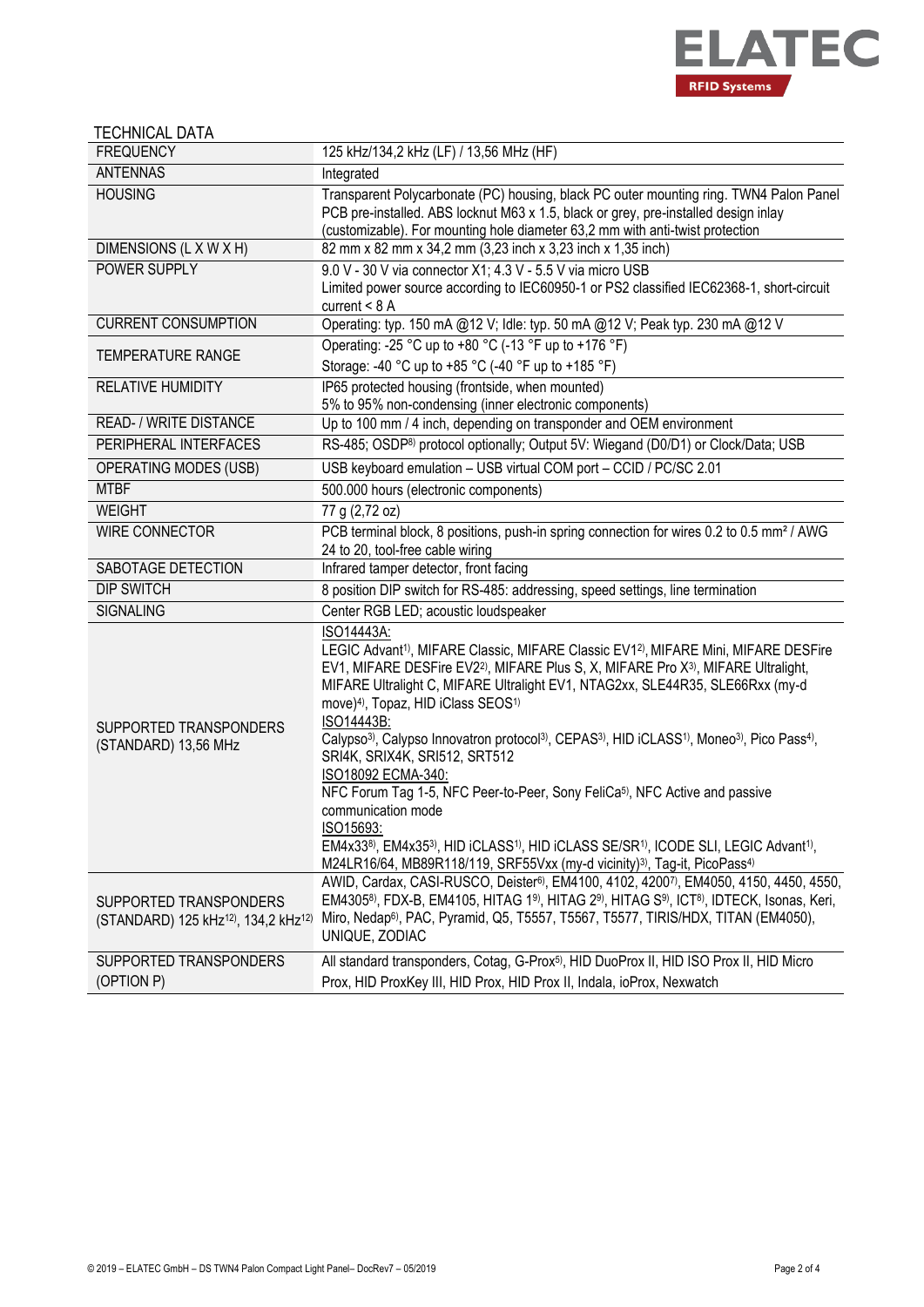TECHNICAL DATA

| | |
|---|---|
| FREQUENCY | 125 kHz/134,2 kHz (LF) / 13,56 MHz (HF) |
| ANTENNAS | Integrated |
| HOUSING | Transparent Polycarbonate (PC) housing, black PC outer mounting ring. TWN4 Palon Panel PCB pre-installed. ABS locknut M63 x 1.5, black or grey, pre-installed design inlay (customizable). For mounting hole diameter 63,2 mm with anti-twist protection |
| DIMENSIONS (L X W X H) | 82 mm x 82 mm x 34,2 mm (3,23 inch x 3,23 inch x 1,35 inch) |
| POWER SUPPLY | 9.0 V - 30 V via connector X1; 4.3 V - 5.5 V via micro USB<br>Limited power source according to IEC60950-1 or PS2 classified IEC62368-1, short-circuit current < 8 A |
| CURRENT CONSUMPTION | Operating: typ. 150 mA @12 V; Idle: typ. 50 mA @12 V; Peak typ. 230 mA @12 V |
| TEMPERATURE RANGE | Operating: -25 °C up to +80 °C (-13 °F up to +176 °F)<br>Storage: -40 °C up to +85 °C (-40 °F up to +185 °F) |
| RELATIVE HUMIDITY | IP65 protected housing (frontside, when mounted)<br>5% to 95% non-condensing (inner electronic components) |
| READ- / WRITE DISTANCE | Up to 100 mm / 4 inch, depending on transponder and OEM environment |
| PERIPHERAL INTERFACES | RS-485; OSDP[8] protocol optionally; Output 5V: Wiegand (D0/D1) or Clock/Data; USB |
| OPERATING MODES (USB) | USB keyboard emulation – USB virtual COM port – CCID / PC/SC 2.01 |
| MTBF | 500.000 hours (electronic components) |
| WEIGHT | 77 g (2,72 oz) |
| WIRE CONNECTOR | PCB terminal block, 8 positions, push-in spring connection for wires 0.2 to 0.5 mm² / AWG 24 to 20, tool-free cable wiring |
| SABOTAGE DETECTION | Infrared tamper detector, front facing |
| DIP SWITCH | 8 position DIP switch for RS-485: addressing, speed settings, line termination |
| SIGNALING | Center RGB LED; acoustic loudspeaker |
| SUPPORTED TRANSPONDERS (STANDARD) 13,56 MHz | ISO14443A:<br>LEGIC Advant[1)], MIFARE Classic, MIFARE Classic EV1[2)], MIFARE Mini, MIFARE DESFire EV1, MIFARE DESFire EV2[2)], MIFARE Plus S, X, MIFARE Pro X[3)], MIFARE Ultralight, MIFARE Ultralight C, MIFARE Ultralight EV1, NTAG2xx, SLE44R35, SLE66Rxx (my-d move)[4)], Topaz, HID iClass SEOS[1)]<br>ISO14443B:<br>Calypso[3)], Calypso Innovatron protocol[3)], CEPAS[3)], HID iCLASS[1)], Moneo[3)], Pico Pass[4)], SRI4K, SRIX4K, SRI512, SRT512<br>ISO18092 ECMA-340:<br>NFC Forum Tag 1-5, NFC Peer-to-Peer, Sony FeliCa[5)], NFC Active and passive communication mode<br>ISO15693:<br>EM4x33[8)], EM4x35[3)], HID iCLASS[1)], HID iCLASS SE/SR[1)], ICODE SLI, LEGIC Advant[1)], M24LR16/64, MB89R118/119, SRF55Vxx (my-d vicinity)[3)], Tag-it, PicoPass[4)] |
| SUPPORTED TRANSPONDERS (STANDARD) 125 kHz[12)], 134,2 kHz[12)] | AWID, Cardax, CASI-RUSCO, Deister[6)], EM4100, 4102, 4200[7)], EM4050, 4150, 4450, 4550, EM4305[8)], FDX-B, EM4105, HITAG 1[9)], HITAG 2[9)], HITAG S[9)], ICT[8)], IDTECK, Isonas, Keri, Miro, Nedap[6)], PAC, Pyramid, Q5, T5557, T5567, T5577, TIRIS/HDX, TITAN (EM4050), UNIQUE, ZODIAC |
| SUPPORTED TRANSPONDERS (OPTION P) | All standard transponders, Cotag, G-Prox[5)], HID DuoProx II, HID ISO Prox II, HID Micro Prox, HID ProxKey III, HID Prox, HID Prox II, Indala, ioProx, Nexwatch |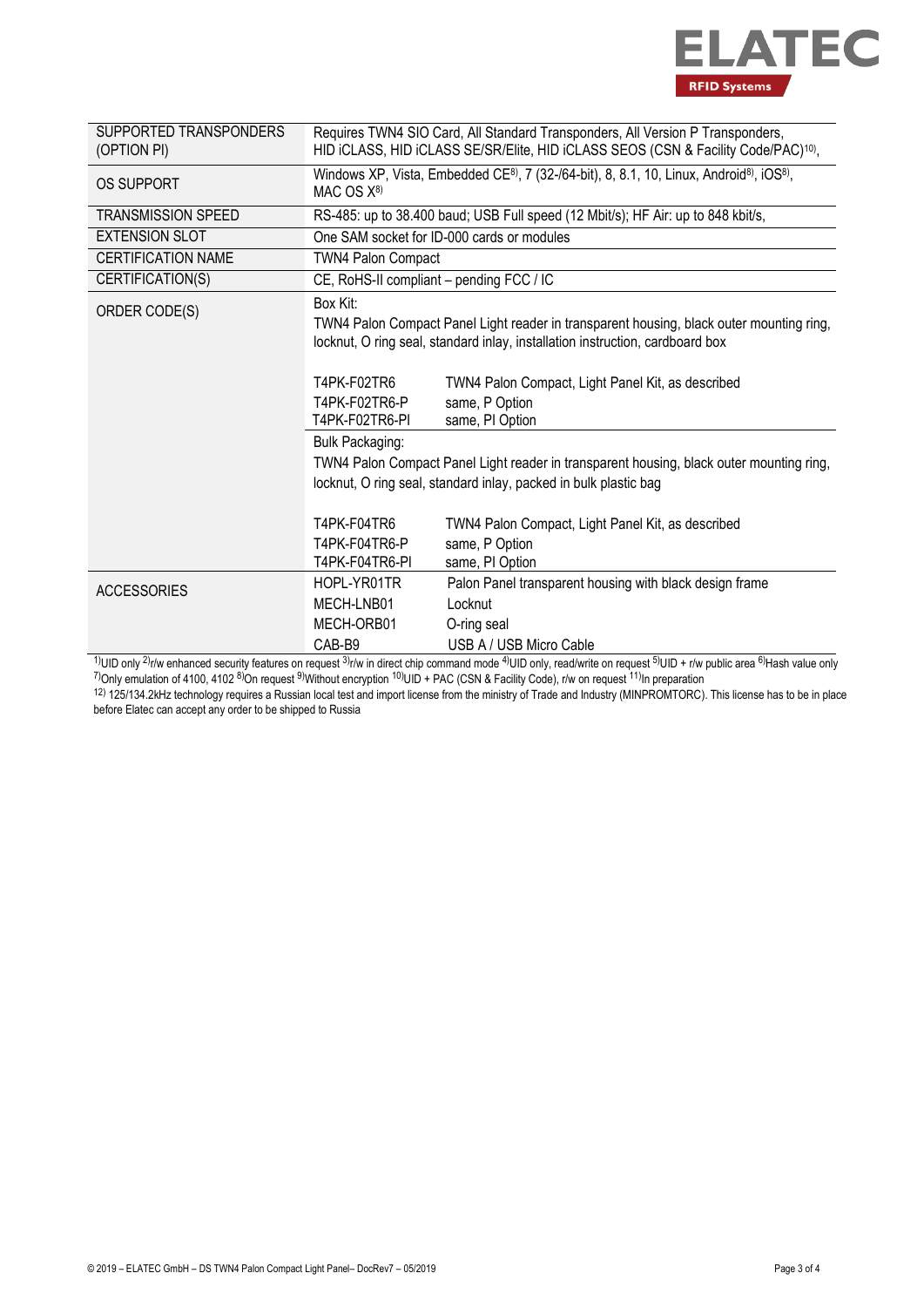| | | |
|---|---|---|
| SUPPORTED TRANSPONDERS (OPTION PI) | Requires TWN4 SIO Card, All Standard Transponders, All Version P Transponders, HID iCLASS, HID iCLASS SE/SR/Elite, HID iCLASS SEOS (CSN & Facility Code/PAC)[10], | |
| OS SUPPORT | Windows XP, Vista, Embedded CE[8], 7 (32-/64-bit), 8, 8.1, 10, Linux, Android[8], iOS[8], MAC OS X[8] | |
| TRANSMISSION SPEED | RS-485: up to 38.400 baud; USB Full speed (12 Mbit/s); HF Air: up to 848 kbit/s, | |
| EXTENSION SLOT | One SAM socket for ID-000 cards or modules | |
| CERTIFICATION NAME | TWN4 Palon Compact | |
| CERTIFICATION(S) | CE, RoHS-II compliant – pending FCC / IC | |
| ORDER CODE(S) | Box Kit: TWN4 Palon Compact Panel Light reader in transparent housing, black outer mounting ring, locknut, O ring seal, standard inlay, installation instruction, cardboard box | |
| | T4PK-F02TR6 | TWN4 Palon Compact, Light Panel Kit, as described |
| | T4PK-F02TR6-P | same, P Option |
| | T4PK-F02TR6-PI | same, PI Option |
| | Bulk Packaging: TWN4 Palon Compact Panel Light reader in transparent housing, black outer mounting ring, locknut, O ring seal, standard inlay, packed in bulk plastic bag | |
| | T4PK-F04TR6 | TWN4 Palon Compact, Light Panel Kit, as described |
| | T4PK-F04TR6-P | same, P Option |
| | T4PK-F04TR6-PI | same, PI Option |
| ACCESSORIES | HOPL-YR01TR | Palon Panel transparent housing with black design frame |
| | MECH-LNB01 | Locknut |
| | MECH-ORB01 | O-ring seal |
| | CAB-B9 | USB A / USB Micro Cable |

[1]UID only [2]r/w enhanced security features on request [3]r/w in direct chip command mode [4]UID only, read/write on request [5]UID + r/w public area [6]Hash value only [7]Only emulation of 4100, 4102 [8]On request [9]Without encryption [10]UID + PAC (CSN & Facility Code), r/w on request [11]In preparation

[12] 125/134.2kHz technology requires a Russian local test and import license from the ministry of Trade and Industry (MINPROMTORC). This license has to be in place before Elatec can accept any order to be shipped to Russia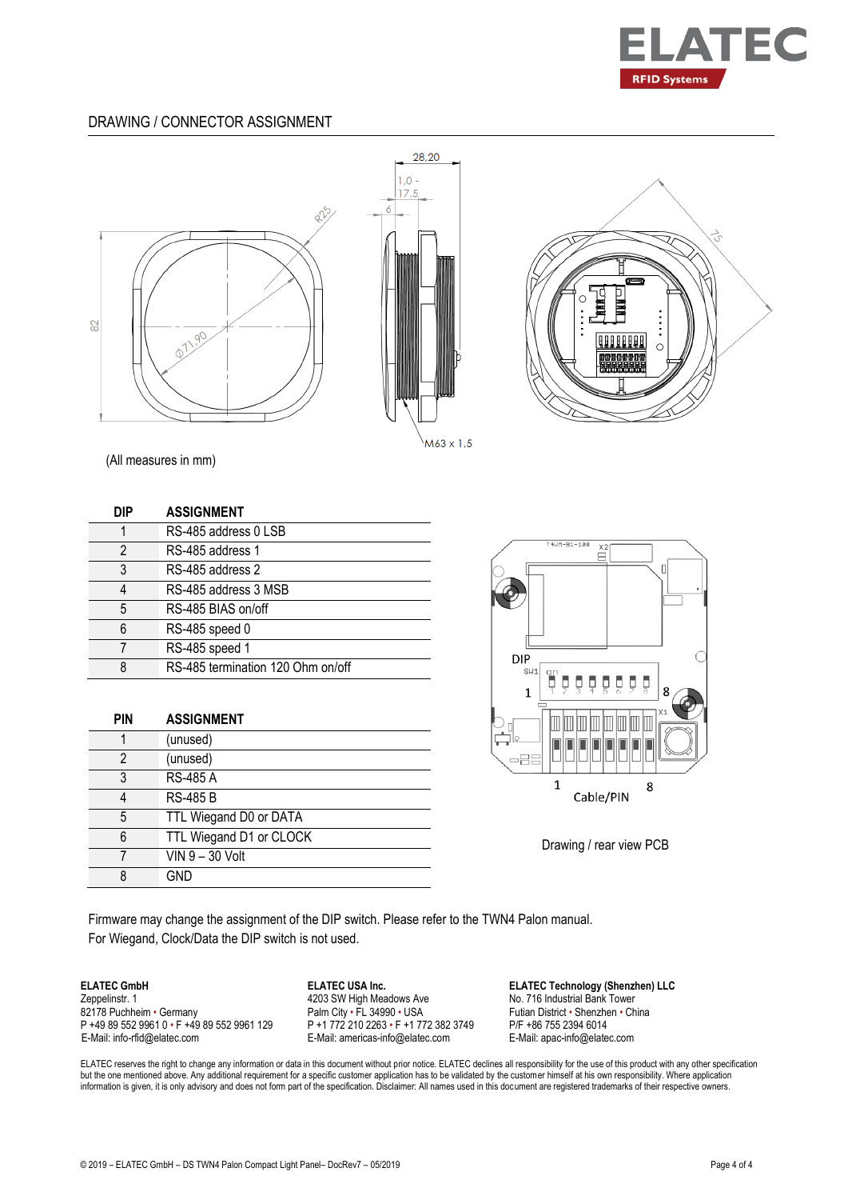## DRAWING / CONNECTOR ASSIGNMENT

28,20
1,0 -
17,5
6
R25
82
Ø71,90
M63 x 1,5
75

(All measures in mm)

| DIP | ASSIGNMENT |
|---|---|
| 1 | RS-485 address 0 LSB |
| 2 | RS-485 address 1 |
| 3 | RS-485 address 2 |
| 4 | RS-485 address 3 MSB |
| 5 | RS-485 BIAS on/off |
| 6 | RS-485 speed 0 |
| 7 | RS-485 speed 1 |
| 8 | RS-485 termination 120 Ohm on/off |

| PIN | ASSIGNMENT |
|---|---|
| 1 | (unused) |
| 2 | (unused) |
| 3 | RS-485 A |
| 4 | RS-485 B |
| 5 | TTL Wiegand D0 or DATA |
| 6 | TTL Wiegand D1 or CLOCK |
| 7 | VIN 9 – 30 Volt |
| 8 | GND |

DIP
1
8
1
8
Cable/PIN

Drawing / rear view PCB

Firmware may change the assignment of the DIP switch. Please refer to the TWN4 Palon manual.
For Wiegand, Clock/Data the DIP switch is not used.

**ELATEC GmbH**
Zeppelinstr. 1
82178 Puchheim • Germany
P +49 89 552 9961 0 • F +49 89 552 9961 129
E-Mail: info-rfid@elatec.com

**ELATEC USA Inc.**
4203 SW High Meadows Ave
Palm City • FL 34990 • USA
P +1 772 210 2263 • F +1 772 382 3749
E-Mail: americas-info@elatec.com

**ELATEC Technology (Shenzhen) LLC**
No. 716 Industrial Bank Tower
Futian District • Shenzhen • China
P/F +86 755 2394 6014
E-Mail: apac-info@elatec.com

ELATEC reserves the right to change any information or data in this document without prior notice. ELATEC declines all responsibility for the use of this product with any other specification but the one mentioned above. Any additional requirement for a specific customer application has to be validated by the customer himself at his own responsibility. Where application information is given, it is only advisory and does not form part of the specification. Disclaimer: All names used in this document are registered trademarks of their respective owners.